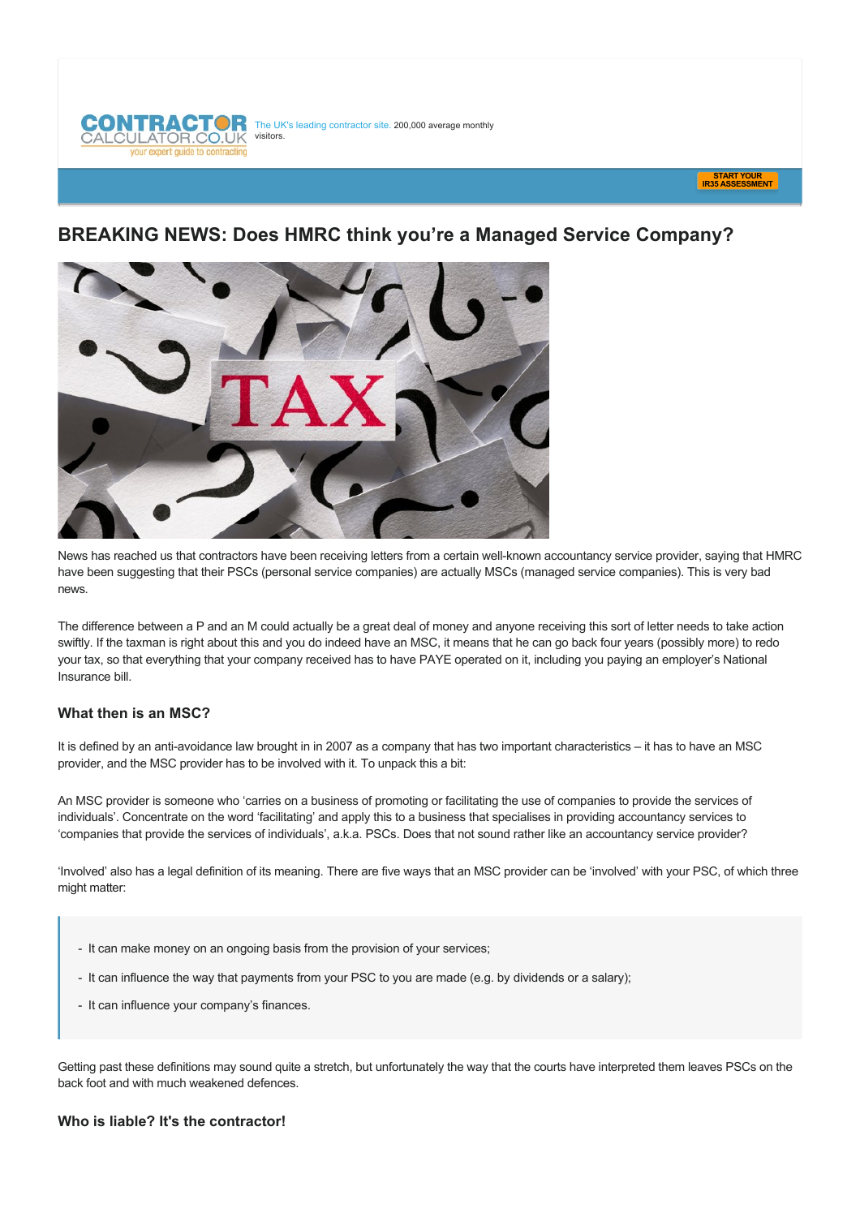CONTRACTOR CALCULATOR.CO.UK your expert guide to contracting

The UK's leading contractor site. 200,000 average monthly visitors.

START YOUR IR35 ASSESSMENT

# BREAKING NEWS: Does HMRC think you're a Managed Service Company?

News has reached us that contractors have been receiving letters from a certain well-known accountancy service provider, saying that HMRC have been suggesting that their PSCs (personal service companies) are actually MSCs (managed service companies). This is very bad news.

The difference between a P and an M could actually be a great deal of money and anyone receiving this sort of letter needs to take action swiftly. If the taxman is right about this and you do indeed have an MSC, it means that he can go back four years (possibly more) to redo your tax, so that everything that your company received has to have PAYE operated on it, including you paying an employer's National Insurance bill.

### What then is an MSC?

It is defined by an anti-avoidance law brought in in 2007 as a company that has two important characteristics – it has to have an MSC provider, and the MSC provider has to be involved with it. To unpack this a bit:

An MSC provider is someone who 'carries on a business of promoting or facilitating the use of companies to provide the services of individuals'. Concentrate on the word 'facilitating' and apply this to a business that specialises in providing accountancy services to 'companies that provide the services of individuals', a.k.a. PSCs. Does that not sound rather like an accountancy service provider?

'Involved' also has a legal definition of its meaning. There are five ways that an MSC provider can be 'involved' with your PSC, of which three might matter:

> - It can make money on an ongoing basis from the provision of your services;
> - It can influence the way that payments from your PSC to you are made (e.g. by dividends or a salary);
> - It can influence your company's finances.

Getting past these definitions may sound quite a stretch, but unfortunately the way that the courts have interpreted them leaves PSCs on the back foot and with much weakened defences.

### Who is liable? It's the contractor!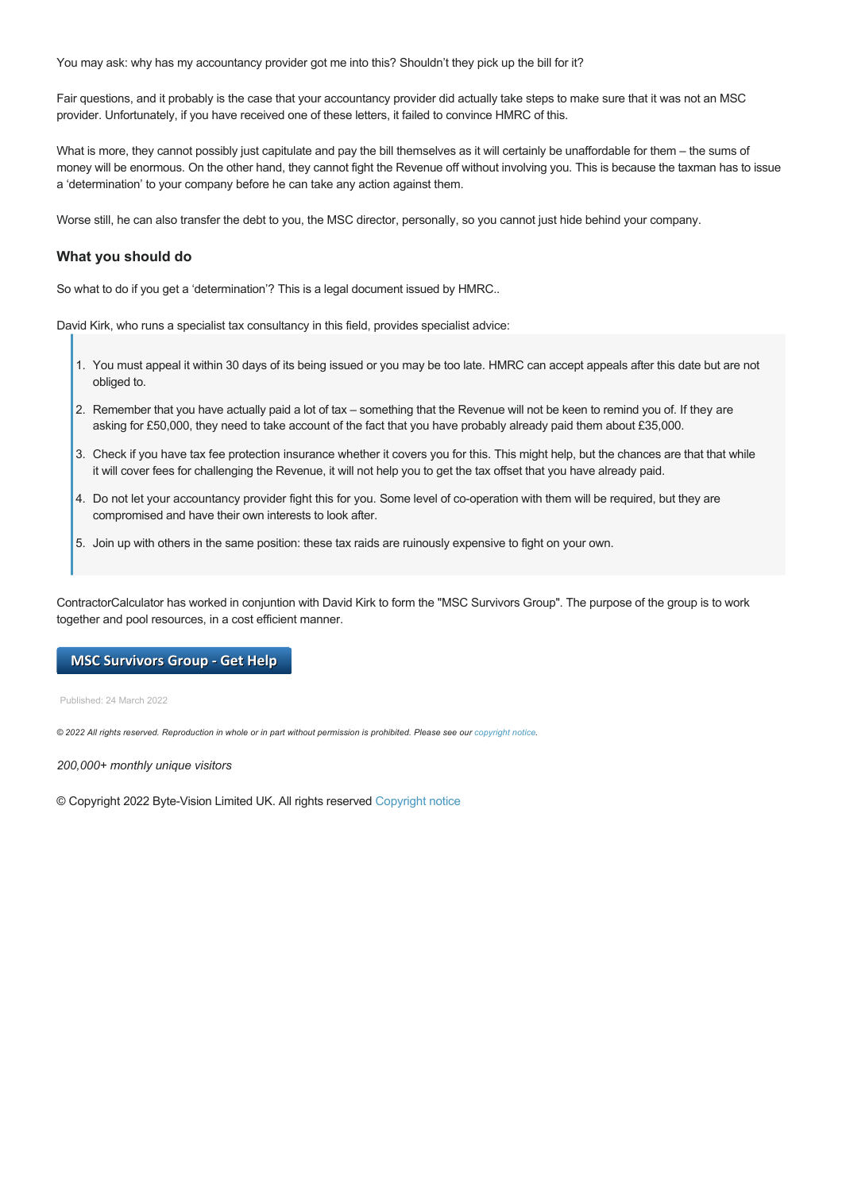You may ask: why has my accountancy provider got me into this? Shouldn't they pick up the bill for it?

Fair questions, and it probably is the case that your accountancy provider did actually take steps to make sure that it was not an MSC provider. Unfortunately, if you have received one of these letters, it failed to convince HMRC of this.

What is more, they cannot possibly just capitulate and pay the bill themselves as it will certainly be unaffordable for them – the sums of money will be enormous. On the other hand, they cannot fight the Revenue off without involving you. This is because the taxman has to issue a 'determination' to your company before he can take any action against them.

Worse still, he can also transfer the debt to you, the MSC director, personally, so you cannot just hide behind your company.

### What you should do

So what to do if you get a 'determination'? This is a legal document issued by HMRC..

David Kirk, who runs a specialist tax consultancy in this field, provides specialist advice:

> 1. You must appeal it within 30 days of its being issued or you may be too late. HMRC can accept appeals after this date but are not obliged to.
> 2. Remember that you have actually paid a lot of tax – something that the Revenue will not be keen to remind you of. If they are asking for £50,000, they need to take account of the fact that you have probably already paid them about £35,000.
> 3. Check if you have tax fee protection insurance whether it covers you for this. This might help, but the chances are that that while it will cover fees for challenging the Revenue, it will not help you to get the tax offset that you have already paid.
> 4. Do not let your accountancy provider fight this for you. Some level of co-operation with them will be required, but they are compromised and have their own interests to look after.
> 5. Join up with others in the same position: these tax raids are ruinously expensive to fight on your own.

ContractorCalculator has worked in conjuntion with David Kirk to form the "MSC Survivors Group". The purpose of the group is to work together and pool resources, in a cost efficient manner.

**MSC Survivors Group - Get Help**

Published: 24 March 2022

*© 2022 All rights reserved. Reproduction in whole or in part without permission is prohibited. Please see our copyright notice.*

*200,000+ monthly unique visitors*

© Copyright 2022 Byte-Vision Limited UK. All rights reserved Copyright notice